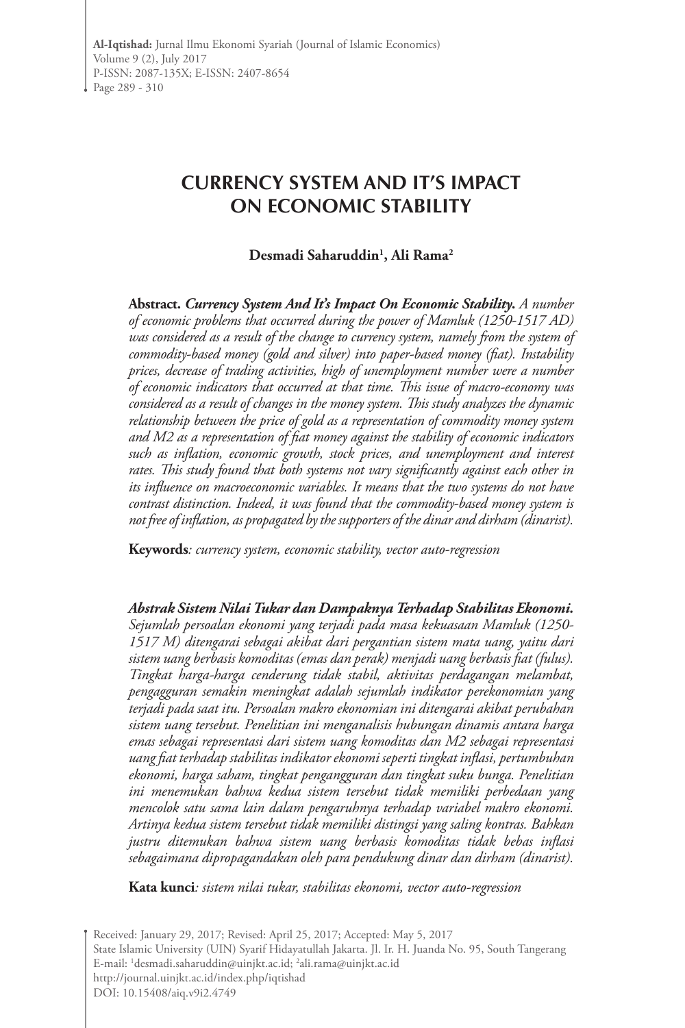# CURRENCY SYSTEM AND IT'S IMPACT ON ECONOMIC STABILITY

**Desmadi Saharuddin[1], Ali Rama[2]**

**Abstract.** ***Currency System And It's Impact On Economic Stability.*** *A number of economic problems that occurred during the power of Mamluk (1250-1517 AD) was considered as a result of the change to currency system, namely from the system of commodity-based money (gold and silver) into paper-based money (fiat). Instability prices, decrease of trading activities, high of unemployment number were a number of economic indicators that occurred at that time. This issue of macro-economy was considered as a result of changes in the money system. This study analyzes the dynamic relationship between the price of gold as a representation of commodity money system and M2 as a representation of fiat money against the stability of economic indicators such as inflation, economic growth, stock prices, and unemployment and interest rates. This study found that both systems not vary significantly against each other in its influence on macroeconomic variables. It means that the two systems do not have contrast distinction. Indeed, it was found that the commodity-based money system is not free of inflation, as propagated by the supporters of the dinar and dirham (dinarist).*

**Keywords***: currency system, economic stability, vector auto-regression*

***Abstrak Sistem Nilai Tukar dan Dampaknya Terhadap Stabilitas Ekonomi.*** *Sejumlah persoalan ekonomi yang terjadi pada masa kekuasaan Mamluk (1250-1517 M) ditengarai sebagai akibat dari pergantian sistem mata uang, yaitu dari sistem uang berbasis komoditas (emas dan perak) menjadi uang berbasis fiat (fulus). Tingkat harga-harga cenderung tidak stabil, aktivitas perdagangan melambat, pengagguran semakin meningkat adalah sejumlah indikator perekonomian yang terjadi pada saat itu. Persoalan makro ekonomian ini ditengarai akibat perubahan sistem uang tersebut. Penelitian ini menganalisis hubungan dinamis antara harga emas sebagai representasi dari sistem uang komoditas dan M2 sebagai representasi uang fiat terhadap stabilitas indikator ekonomi seperti tingkat inflasi, pertumbuhan ekonomi, harga saham, tingkat pengangguran dan tingkat suku bunga. Penelitian ini menemukan bahwa kedua sistem tersebut tidak memiliki perbedaan yang mencolok satu sama lain dalam pengaruhnya terhadap variabel makro ekonomi. Artinya kedua sistem tersebut tidak memiliki distingsi yang saling kontras. Bahkan justru ditemukan bahwa sistem uang berbasis komoditas tidak bebas inflasi sebagaimana dipropagandakan oleh para pendukung dinar dan dirham (dinarist).*

**Kata kunci***: sistem nilai tukar, stabilitas ekonomi, vector auto-regression*

Received: January 29, 2017; Revised: April 25, 2017; Accepted: May 5, 2017
State Islamic University (UIN) Syarif Hidayatullah Jakarta. Jl. Ir. H. Juanda No. 95, South Tangerang
E-mail: [1]desmadi.saharuddin@uinjkt.ac.id; [2]ali.rama@uinjkt.ac.id
http://journal.uinjkt.ac.id/index.php/iqtishad
DOI: 10.15408/aiq.v9i2.4749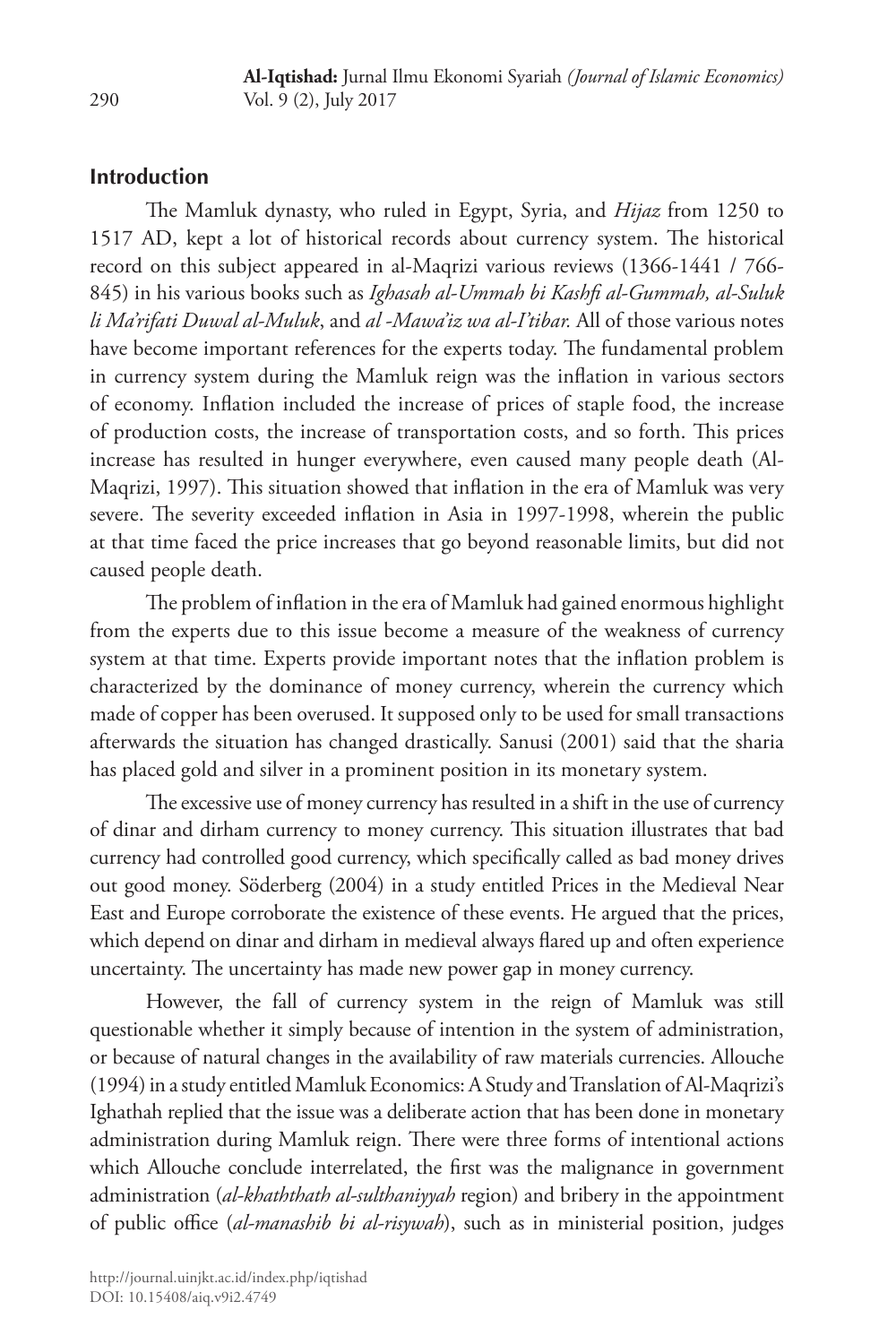## Introduction

The Mamluk dynasty, who ruled in Egypt, Syria, and *Hijaz* from 1250 to 1517 AD, kept a lot of historical records about currency system. The historical record on this subject appeared in al-Maqrizi various reviews (1366-1441 / 766-845) in his various books such as *Ighasah al-Ummah bi Kashfi al-Gummah, al-Suluk li Ma'rifati Duwal al-Muluk*, and *al -Mawa'iz wa al-I'tibar.* All of those various notes have become important references for the experts today. The fundamental problem in currency system during the Mamluk reign was the inflation in various sectors of economy. Inflation included the increase of prices of staple food, the increase of production costs, the increase of transportation costs, and so forth. This prices increase has resulted in hunger everywhere, even caused many people death (Al-Maqrizi, 1997). This situation showed that inflation in the era of Mamluk was very severe. The severity exceeded inflation in Asia in 1997-1998, wherein the public at that time faced the price increases that go beyond reasonable limits, but did not caused people death.

The problem of inflation in the era of Mamluk had gained enormous highlight from the experts due to this issue become a measure of the weakness of currency system at that time. Experts provide important notes that the inflation problem is characterized by the dominance of money currency, wherein the currency which made of copper has been overused. It supposed only to be used for small transactions afterwards the situation has changed drastically. Sanusi (2001) said that the sharia has placed gold and silver in a prominent position in its monetary system.

The excessive use of money currency has resulted in a shift in the use of currency of dinar and dirham currency to money currency. This situation illustrates that bad currency had controlled good currency, which specifically called as bad money drives out good money. Söderberg (2004) in a study entitled Prices in the Medieval Near East and Europe corroborate the existence of these events. He argued that the prices, which depend on dinar and dirham in medieval always flared up and often experience uncertainty. The uncertainty has made new power gap in money currency.

However, the fall of currency system in the reign of Mamluk was still questionable whether it simply because of intention in the system of administration, or because of natural changes in the availability of raw materials currencies. Allouche (1994) in a study entitled Mamluk Economics: A Study and Translation of Al-Maqrizi's Ighathah replied that the issue was a deliberate action that has been done in monetary administration during Mamluk reign. There were three forms of intentional actions which Allouche conclude interrelated, the first was the malignance in government administration (*al-khaththath al-sulthaniyyah* region) and bribery in the appointment of public office (*al-manashib bi al-risywah*), such as in ministerial position, judges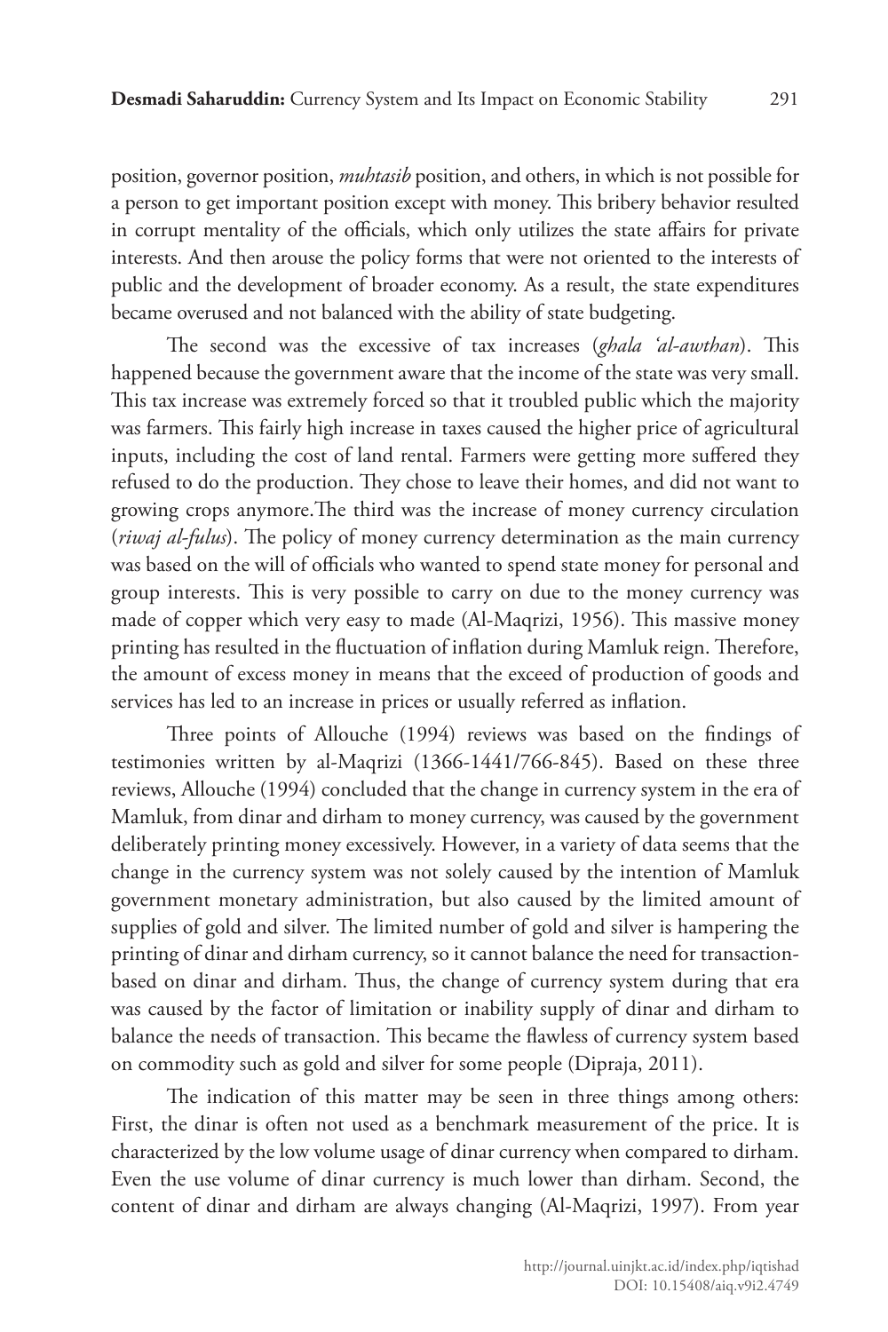position, governor position, *muhtasib* position, and others, in which is not possible for a person to get important position except with money. This bribery behavior resulted in corrupt mentality of the officials, which only utilizes the state affairs for private interests. And then arouse the policy forms that were not oriented to the interests of public and the development of broader economy. As a result, the state expenditures became overused and not balanced with the ability of state budgeting.

The second was the excessive of tax increases (*ghala 'al-awthan*). This happened because the government aware that the income of the state was very small. This tax increase was extremely forced so that it troubled public which the majority was farmers. This fairly high increase in taxes caused the higher price of agricultural inputs, including the cost of land rental. Farmers were getting more suffered they refused to do the production. They chose to leave their homes, and did not want to growing crops anymore.The third was the increase of money currency circulation (*riwaj al-fulus*). The policy of money currency determination as the main currency was based on the will of officials who wanted to spend state money for personal and group interests. This is very possible to carry on due to the money currency was made of copper which very easy to made (Al-Maqrizi, 1956). This massive money printing has resulted in the fluctuation of inflation during Mamluk reign. Therefore, the amount of excess money in means that the exceed of production of goods and services has led to an increase in prices or usually referred as inflation.

Three points of Allouche (1994) reviews was based on the findings of testimonies written by al-Maqrizi (1366-1441/766-845). Based on these three reviews, Allouche (1994) concluded that the change in currency system in the era of Mamluk, from dinar and dirham to money currency, was caused by the government deliberately printing money excessively. However, in a variety of data seems that the change in the currency system was not solely caused by the intention of Mamluk government monetary administration, but also caused by the limited amount of supplies of gold and silver. The limited number of gold and silver is hampering the printing of dinar and dirham currency, so it cannot balance the need for transaction-based on dinar and dirham. Thus, the change of currency system during that era was caused by the factor of limitation or inability supply of dinar and dirham to balance the needs of transaction. This became the flawless of currency system based on commodity such as gold and silver for some people (Dipraja, 2011).

The indication of this matter may be seen in three things among others: First, the dinar is often not used as a benchmark measurement of the price. It is characterized by the low volume usage of dinar currency when compared to dirham. Even the use volume of dinar currency is much lower than dirham. Second, the content of dinar and dirham are always changing (Al-Maqrizi, 1997). From year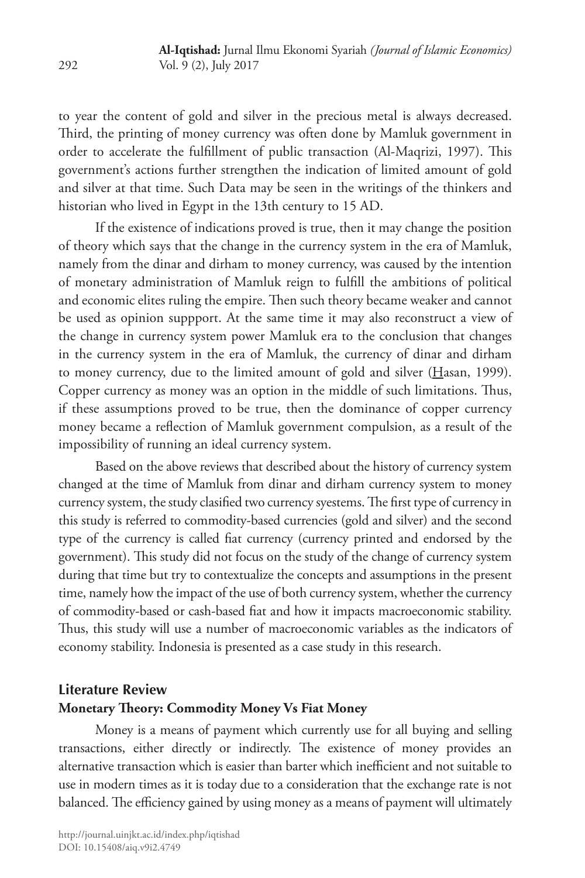to year the content of gold and silver in the precious metal is always decreased. Third, the printing of money currency was often done by Mamluk government in order to accelerate the fulfillment of public transaction (Al-Maqrizi, 1997). This government's actions further strengthen the indication of limited amount of gold and silver at that time. Such Data may be seen in the writings of the thinkers and historian who lived in Egypt in the 13th century to 15 AD.

If the existence of indications proved is true, then it may change the position of theory which says that the change in the currency system in the era of Mamluk, namely from the dinar and dirham to money currency, was caused by the intention of monetary administration of Mamluk reign to fulfill the ambitions of political and economic elites ruling the empire. Then such theory became weaker and cannot be used as opinion suppport. At the same time it may also reconstruct a view of the change in currency system power Mamluk era to the conclusion that changes in the currency system in the era of Mamluk, the currency of dinar and dirham to money currency, due to the limited amount of gold and silver (Hasan, 1999). Copper currency as money was an option in the middle of such limitations. Thus, if these assumptions proved to be true, then the dominance of copper currency money became a reflection of Mamluk government compulsion, as a result of the impossibility of running an ideal currency system.

Based on the above reviews that described about the history of currency system changed at the time of Mamluk from dinar and dirham currency system to money currency system, the study clasified two currency syestems. The first type of currency in this study is referred to commodity-based currencies (gold and silver) and the second type of the currency is called fiat currency (currency printed and endorsed by the government). This study did not focus on the study of the change of currency system during that time but try to contextualize the concepts and assumptions in the present time, namely how the impact of the use of both currency system, whether the currency of commodity-based or cash-based fiat and how it impacts macroeconomic stability. Thus, this study will use a number of macroeconomic variables as the indicators of economy stability. Indonesia is presented as a case study in this research.

## Literature Review

### Monetary Theory: Commodity Money Vs Fiat Money

Money is a means of payment which currently use for all buying and selling transactions, either directly or indirectly. The existence of money provides an alternative transaction which is easier than barter which inefficient and not suitable to use in modern times as it is today due to a consideration that the exchange rate is not balanced. The efficiency gained by using money as a means of payment will ultimately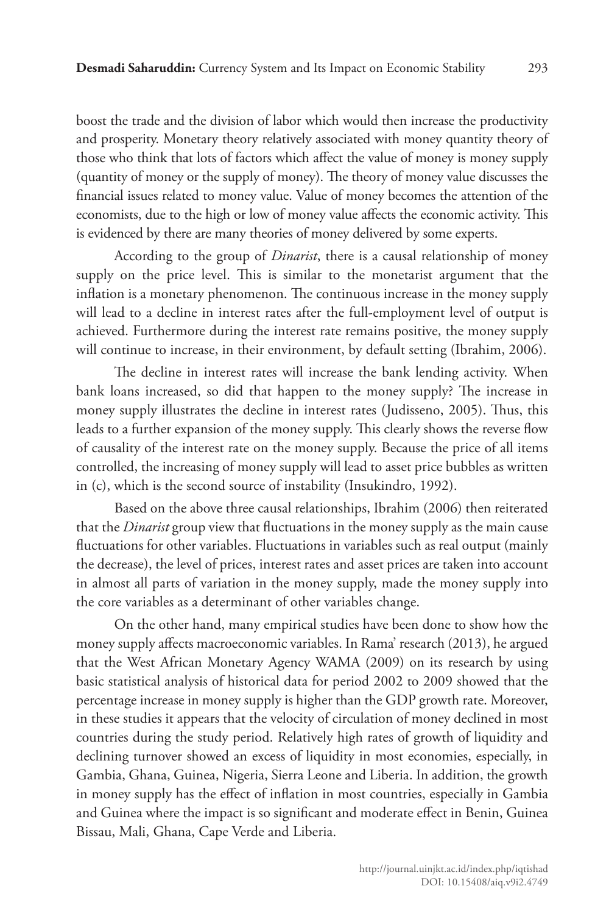boost the trade and the division of labor which would then increase the productivity and prosperity. Monetary theory relatively associated with money quantity theory of those who think that lots of factors which affect the value of money is money supply (quantity of money or the supply of money). The theory of money value discusses the financial issues related to money value. Value of money becomes the attention of the economists, due to the high or low of money value affects the economic activity. This is evidenced by there are many theories of money delivered by some experts.

According to the group of *Dinarist*, there is a causal relationship of money supply on the price level. This is similar to the monetarist argument that the inflation is a monetary phenomenon. The continuous increase in the money supply will lead to a decline in interest rates after the full-employment level of output is achieved. Furthermore during the interest rate remains positive, the money supply will continue to increase, in their environment, by default setting (Ibrahim, 2006).

The decline in interest rates will increase the bank lending activity. When bank loans increased, so did that happen to the money supply? The increase in money supply illustrates the decline in interest rates (Judisseno, 2005). Thus, this leads to a further expansion of the money supply. This clearly shows the reverse flow of causality of the interest rate on the money supply. Because the price of all items controlled, the increasing of money supply will lead to asset price bubbles as written in (c), which is the second source of instability (Insukindro, 1992).

Based on the above three causal relationships, Ibrahim (2006) then reiterated that the *Dinarist* group view that fluctuations in the money supply as the main cause fluctuations for other variables. Fluctuations in variables such as real output (mainly the decrease), the level of prices, interest rates and asset prices are taken into account in almost all parts of variation in the money supply, made the money supply into the core variables as a determinant of other variables change.

On the other hand, many empirical studies have been done to show how the money supply affects macroeconomic variables. In Rama' research (2013), he argued that the West African Monetary Agency WAMA (2009) on its research by using basic statistical analysis of historical data for period 2002 to 2009 showed that the percentage increase in money supply is higher than the GDP growth rate. Moreover, in these studies it appears that the velocity of circulation of money declined in most countries during the study period. Relatively high rates of growth of liquidity and declining turnover showed an excess of liquidity in most economies, especially, in Gambia, Ghana, Guinea, Nigeria, Sierra Leone and Liberia. In addition, the growth in money supply has the effect of inflation in most countries, especially in Gambia and Guinea where the impact is so significant and moderate effect in Benin, Guinea Bissau, Mali, Ghana, Cape Verde and Liberia.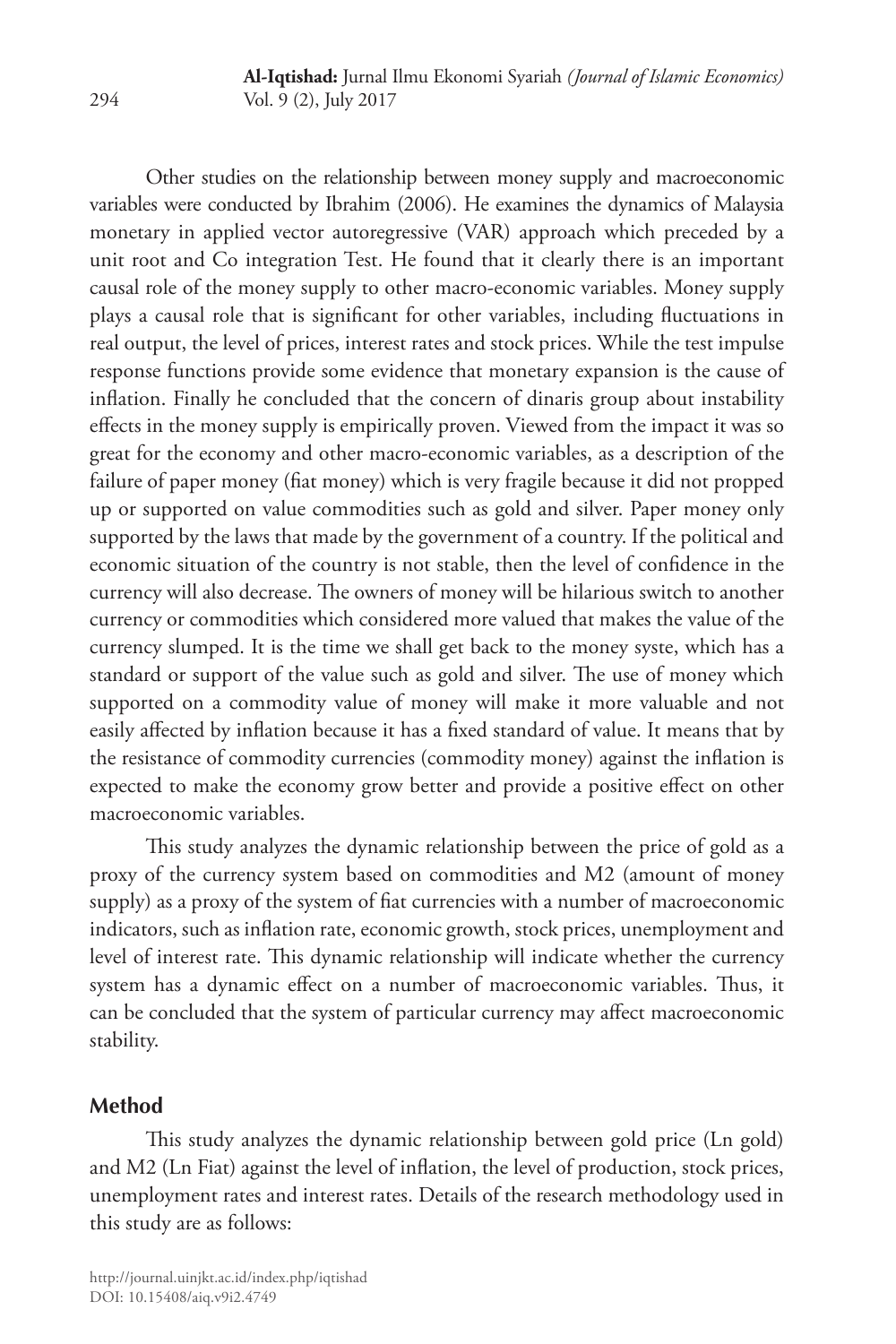Other studies on the relationship between money supply and macroeconomic variables were conducted by Ibrahim (2006). He examines the dynamics of Malaysia monetary in applied vector autoregressive (VAR) approach which preceded by a unit root and Co integration Test. He found that it clearly there is an important causal role of the money supply to other macro-economic variables. Money supply plays a causal role that is significant for other variables, including fluctuations in real output, the level of prices, interest rates and stock prices. While the test impulse response functions provide some evidence that monetary expansion is the cause of inflation. Finally he concluded that the concern of dinaris group about instability effects in the money supply is empirically proven. Viewed from the impact it was so great for the economy and other macro-economic variables, as a description of the failure of paper money (fiat money) which is very fragile because it did not propped up or supported on value commodities such as gold and silver. Paper money only supported by the laws that made by the government of a country. If the political and economic situation of the country is not stable, then the level of confidence in the currency will also decrease. The owners of money will be hilarious switch to another currency or commodities which considered more valued that makes the value of the currency slumped. It is the time we shall get back to the money syste, which has a standard or support of the value such as gold and silver. The use of money which supported on a commodity value of money will make it more valuable and not easily affected by inflation because it has a fixed standard of value. It means that by the resistance of commodity currencies (commodity money) against the inflation is expected to make the economy grow better and provide a positive effect on other macroeconomic variables.

This study analyzes the dynamic relationship between the price of gold as a proxy of the currency system based on commodities and M2 (amount of money supply) as a proxy of the system of fiat currencies with a number of macroeconomic indicators, such as inflation rate, economic growth, stock prices, unemployment and level of interest rate. This dynamic relationship will indicate whether the currency system has a dynamic effect on a number of macroeconomic variables. Thus, it can be concluded that the system of particular currency may affect macroeconomic stability.

## Method

This study analyzes the dynamic relationship between gold price (Ln gold) and M2 (Ln Fiat) against the level of inflation, the level of production, stock prices, unemployment rates and interest rates. Details of the research methodology used in this study are as follows: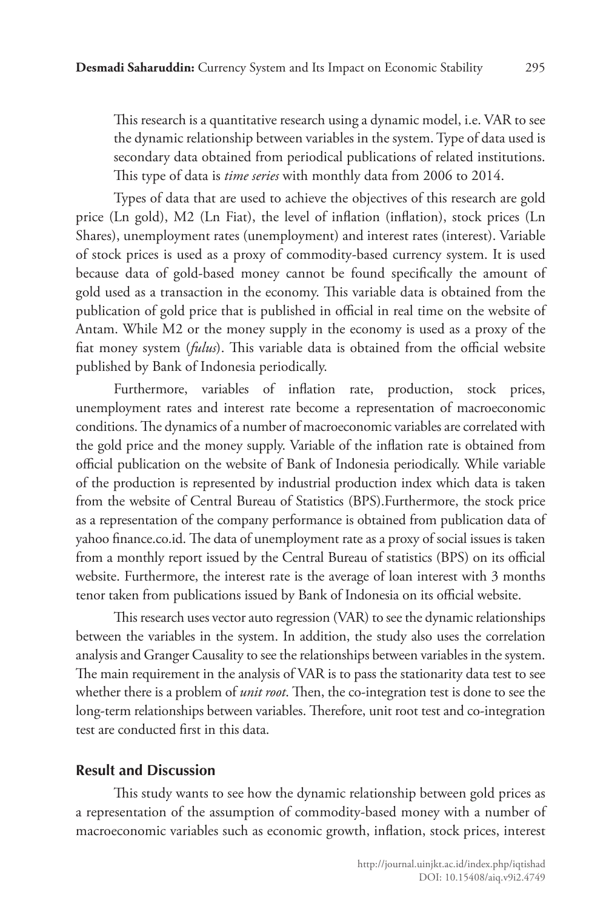This research is a quantitative research using a dynamic model, i.e. VAR to see the dynamic relationship between variables in the system. Type of data used is secondary data obtained from periodical publications of related institutions. This type of data is *time series* with monthly data from 2006 to 2014.

Types of data that are used to achieve the objectives of this research are gold price (Ln gold), M2 (Ln Fiat), the level of inflation (inflation), stock prices (Ln Shares), unemployment rates (unemployment) and interest rates (interest). Variable of stock prices is used as a proxy of commodity-based currency system. It is used because data of gold-based money cannot be found specifically the amount of gold used as a transaction in the economy. This variable data is obtained from the publication of gold price that is published in official in real time on the website of Antam. While M2 or the money supply in the economy is used as a proxy of the fiat money system (*fulus*). This variable data is obtained from the official website published by Bank of Indonesia periodically.

Furthermore, variables of inflation rate, production, stock prices, unemployment rates and interest rate become a representation of macroeconomic conditions. The dynamics of a number of macroeconomic variables are correlated with the gold price and the money supply. Variable of the inflation rate is obtained from official publication on the website of Bank of Indonesia periodically. While variable of the production is represented by industrial production index which data is taken from the website of Central Bureau of Statistics (BPS).Furthermore, the stock price as a representation of the company performance is obtained from publication data of yahoo finance.co.id. The data of unemployment rate as a proxy of social issues is taken from a monthly report issued by the Central Bureau of statistics (BPS) on its official website. Furthermore, the interest rate is the average of loan interest with 3 months tenor taken from publications issued by Bank of Indonesia on its official website.

This research uses vector auto regression (VAR) to see the dynamic relationships between the variables in the system. In addition, the study also uses the correlation analysis and Granger Causality to see the relationships between variables in the system. The main requirement in the analysis of VAR is to pass the stationarity data test to see whether there is a problem of *unit root*. Then, the co-integration test is done to see the long-term relationships between variables. Therefore, unit root test and co-integration test are conducted first in this data.

## Result and Discussion

This study wants to see how the dynamic relationship between gold prices as a representation of the assumption of commodity-based money with a number of macroeconomic variables such as economic growth, inflation, stock prices, interest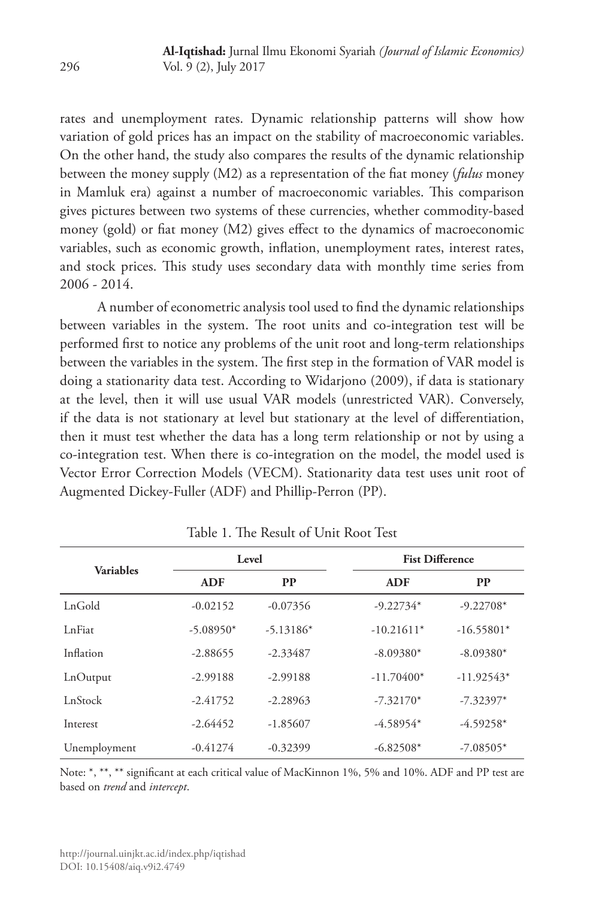rates and unemployment rates. Dynamic relationship patterns will show how variation of gold prices has an impact on the stability of macroeconomic variables. On the other hand, the study also compares the results of the dynamic relationship between the money supply (M2) as a representation of the fiat money (*fulus* money in Mamluk era) against a number of macroeconomic variables. This comparison gives pictures between two systems of these currencies, whether commodity-based money (gold) or fiat money (M2) gives effect to the dynamics of macroeconomic variables, such as economic growth, inflation, unemployment rates, interest rates, and stock prices. This study uses secondary data with monthly time series from 2006 - 2014.

A number of econometric analysis tool used to find the dynamic relationships between variables in the system. The root units and co-integration test will be performed first to notice any problems of the unit root and long-term relationships between the variables in the system. The first step in the formation of VAR model is doing a stationarity data test. According to Widarjono (2009), if data is stationary at the level, then it will use usual VAR models (unrestricted VAR). Conversely, if the data is not stationary at level but stationary at the level of differentiation, then it must test whether the data has a long term relationship or not by using a co-integration test. When there is co-integration on the model, the model used is Vector Error Correction Models (VECM). Stationarity data test uses unit root of Augmented Dickey-Fuller (ADF) and Phillip-Perron (PP).

Table 1. The Result of Unit Root Test

| Variables | Level | | Fist Difference | |
|---|---|---|---|---|
| | ADF | PP | ADF | PP |
| LnGold | -0.02152 | -0.07356 | -9.22734* | -9.22708* |
| LnFiat | -5.08950* | -5.13186* | -10.21611* | -16.55801* |
| Inflation | -2.88655 | -2.33487 | -8.09380* | -8.09380* |
| LnOutput | -2.99188 | -2.99188 | -11.70400* | -11.92543* |
| LnStock | -2.41752 | -2.28963 | -7.32170* | -7.32397* |
| Interest | -2.64452 | -1.85607 | -4.58954* | -4.59258* |
| Unemployment | -0.41274 | -0.32399 | -6.82508* | -7.08505* |

Note: *, **, ** significant at each critical value of MacKinnon 1%, 5% and 10%. ADF and PP test are based on *trend* and *intercept*.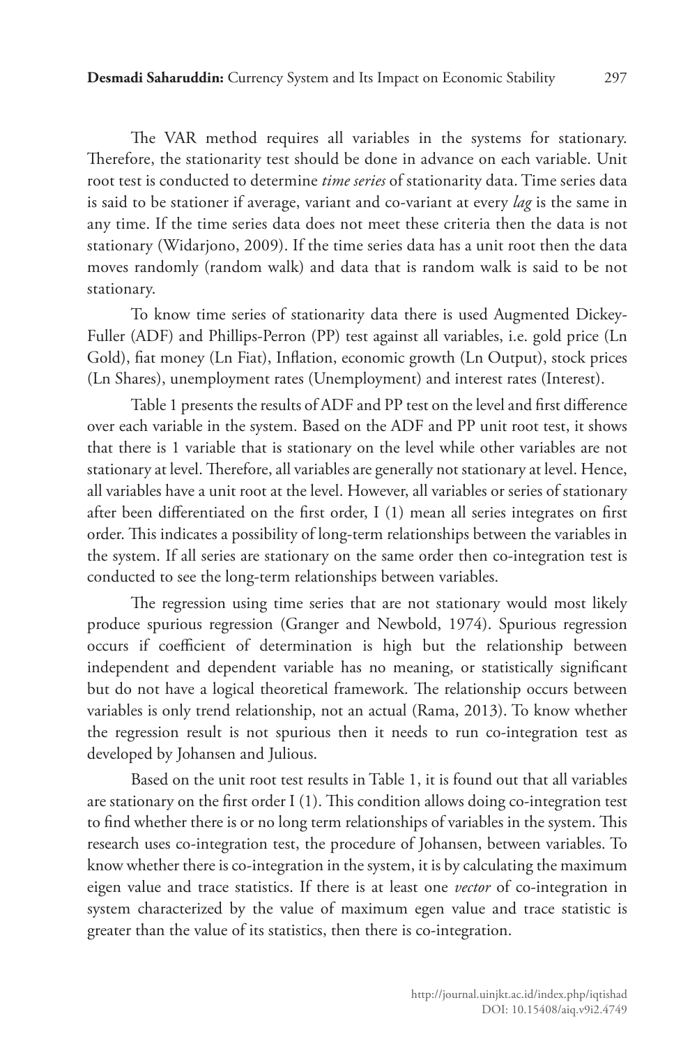The VAR method requires all variables in the systems for stationary. Therefore, the stationarity test should be done in advance on each variable. Unit root test is conducted to determine *time series* of stationarity data. Time series data is said to be stationer if average, variant and co-variant at every *lag* is the same in any time. If the time series data does not meet these criteria then the data is not stationary (Widarjono, 2009). If the time series data has a unit root then the data moves randomly (random walk) and data that is random walk is said to be not stationary.

To know time series of stationarity data there is used Augmented Dickey-Fuller (ADF) and Phillips-Perron (PP) test against all variables, i.e. gold price (Ln Gold), fiat money (Ln Fiat), Inflation, economic growth (Ln Output), stock prices (Ln Shares), unemployment rates (Unemployment) and interest rates (Interest).

Table 1 presents the results of ADF and PP test on the level and first difference over each variable in the system. Based on the ADF and PP unit root test, it shows that there is 1 variable that is stationary on the level while other variables are not stationary at level. Therefore, all variables are generally not stationary at level. Hence, all variables have a unit root at the level. However, all variables or series of stationary after been differentiated on the first order, I (1) mean all series integrates on first order. This indicates a possibility of long-term relationships between the variables in the system. If all series are stationary on the same order then co-integration test is conducted to see the long-term relationships between variables.

The regression using time series that are not stationary would most likely produce spurious regression (Granger and Newbold, 1974). Spurious regression occurs if coefficient of determination is high but the relationship between independent and dependent variable has no meaning, or statistically significant but do not have a logical theoretical framework. The relationship occurs between variables is only trend relationship, not an actual (Rama, 2013). To know whether the regression result is not spurious then it needs to run co-integration test as developed by Johansen and Julious.

Based on the unit root test results in Table 1, it is found out that all variables are stationary on the first order I (1). This condition allows doing co-integration test to find whether there is or no long term relationships of variables in the system. This research uses co-integration test, the procedure of Johansen, between variables. To know whether there is co-integration in the system, it is by calculating the maximum eigen value and trace statistics. If there is at least one *vector* of co-integration in system characterized by the value of maximum egen value and trace statistic is greater than the value of its statistics, then there is co-integration.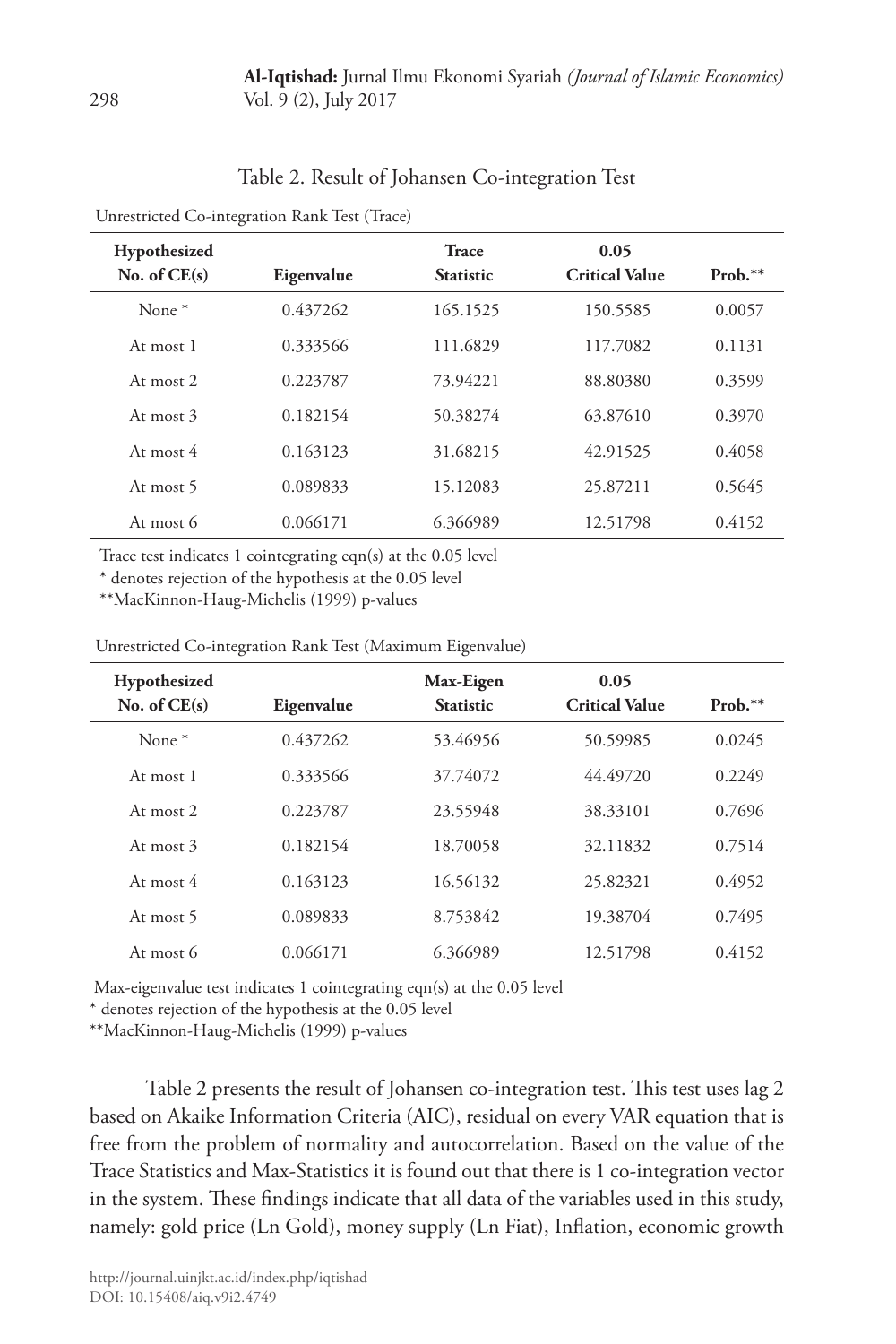Table 2. Result of Johansen Co-integration Test

Unrestricted Co-integration Rank Test (Trace)

| Hypothesized No. of CE(s) | Eigenvalue | Trace Statistic | 0.05 Critical Value | Prob.** |
|---|---|---|---|---|
| None * | 0.437262 | 165.1525 | 150.5585 | 0.0057 |
| At most 1 | 0.333566 | 111.6829 | 117.7082 | 0.1131 |
| At most 2 | 0.223787 | 73.94221 | 88.80380 | 0.3599 |
| At most 3 | 0.182154 | 50.38274 | 63.87610 | 0.3970 |
| At most 4 | 0.163123 | 31.68215 | 42.91525 | 0.4058 |
| At most 5 | 0.089833 | 15.12083 | 25.87211 | 0.5645 |
| At most 6 | 0.066171 | 6.366989 | 12.51798 | 0.4152 |

Trace test indicates 1 cointegrating eqn(s) at the 0.05 level

* denotes rejection of the hypothesis at the 0.05 level

**MacKinnon-Haug-Michelis (1999) p-values

Unrestricted Co-integration Rank Test (Maximum Eigenvalue)

| Hypothesized No. of CE(s) | Eigenvalue | Max-Eigen Statistic | 0.05 Critical Value | Prob.** |
|---|---|---|---|---|
| None * | 0.437262 | 53.46956 | 50.59985 | 0.0245 |
| At most 1 | 0.333566 | 37.74072 | 44.49720 | 0.2249 |
| At most 2 | 0.223787 | 23.55948 | 38.33101 | 0.7696 |
| At most 3 | 0.182154 | 18.70058 | 32.11832 | 0.7514 |
| At most 4 | 0.163123 | 16.56132 | 25.82321 | 0.4952 |
| At most 5 | 0.089833 | 8.753842 | 19.38704 | 0.7495 |
| At most 6 | 0.066171 | 6.366989 | 12.51798 | 0.4152 |

Max-eigenvalue test indicates 1 cointegrating eqn(s) at the 0.05 level

* denotes rejection of the hypothesis at the 0.05 level

**MacKinnon-Haug-Michelis (1999) p-values

Table 2 presents the result of Johansen co-integration test. This test uses lag 2 based on Akaike Information Criteria (AIC), residual on every VAR equation that is free from the problem of normality and autocorrelation. Based on the value of the Trace Statistics and Max-Statistics it is found out that there is 1 co-integration vector in the system. These findings indicate that all data of the variables used in this study, namely: gold price (Ln Gold), money supply (Ln Fiat), Inflation, economic growth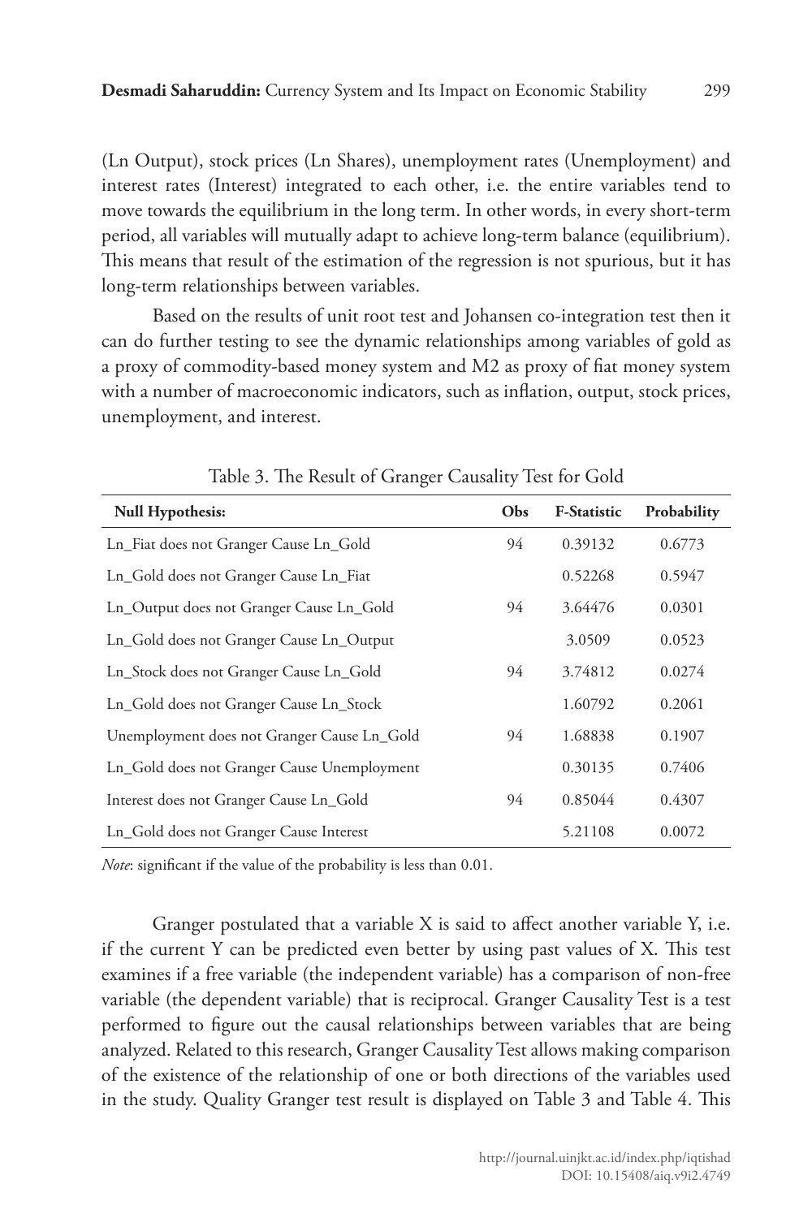(Ln Output), stock prices (Ln Shares), unemployment rates (Unemployment) and interest rates (Interest) integrated to each other, i.e. the entire variables tend to move towards the equilibrium in the long term. In other words, in every short-term period, all variables will mutually adapt to achieve long-term balance (equilibrium). This means that result of the estimation of the regression is not spurious, but it has long-term relationships between variables.

Based on the results of unit root test and Johansen co-integration test then it can do further testing to see the dynamic relationships among variables of gold as a proxy of commodity-based money system and M2 as proxy of fiat money system with a number of macroeconomic indicators, such as inflation, output, stock prices, unemployment, and interest.

Table 3. The Result of Granger Causality Test for Gold

| Null Hypothesis: | Obs | F-Statistic | Probability |
|---|---|---|---|
| Ln_Fiat does not Granger Cause Ln_Gold | 94 | 0.39132 | 0.6773 |
| Ln_Gold does not Granger Cause Ln_Fiat | | 0.52268 | 0.5947 |
| Ln_Output does not Granger Cause Ln_Gold | 94 | 3.64476 | 0.0301 |
| Ln_Gold does not Granger Cause Ln_Output | | 3.0509 | 0.0523 |
| Ln_Stock does not Granger Cause Ln_Gold | 94 | 3.74812 | 0.0274 |
| Ln_Gold does not Granger Cause Ln_Stock | | 1.60792 | 0.2061 |
| Unemployment does not Granger Cause Ln_Gold | 94 | 1.68838 | 0.1907 |
| Ln_Gold does not Granger Cause Unemployment | | 0.30135 | 0.7406 |
| Interest does not Granger Cause Ln_Gold | 94 | 0.85044 | 0.4307 |
| Ln_Gold does not Granger Cause Interest | | 5.21108 | 0.0072 |

*Note*: significant if the value of the probability is less than 0.01.

Granger postulated that a variable X is said to affect another variable Y, i.e. if the current Y can be predicted even better by using past values of X. This test examines if a free variable (the independent variable) has a comparison of non-free variable (the dependent variable) that is reciprocal. Granger Causality Test is a test performed to figure out the causal relationships between variables that are being analyzed. Related to this research, Granger Causality Test allows making comparison of the existence of the relationship of one or both directions of the variables used in the study. Quality Granger test result is displayed on Table 3 and Table 4. This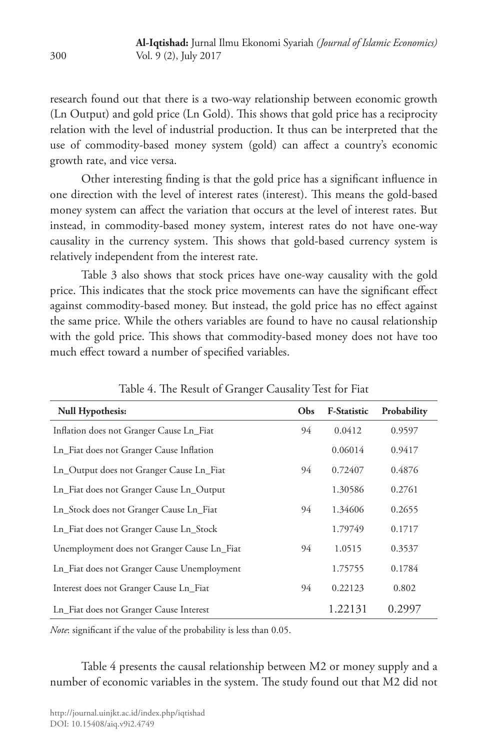research found out that there is a two-way relationship between economic growth (Ln Output) and gold price (Ln Gold). This shows that gold price has a reciprocity relation with the level of industrial production. It thus can be interpreted that the use of commodity-based money system (gold) can affect a country's economic growth rate, and vice versa.

Other interesting finding is that the gold price has a significant influence in one direction with the level of interest rates (interest). This means the gold-based money system can affect the variation that occurs at the level of interest rates. But instead, in commodity-based money system, interest rates do not have one-way causality in the currency system. This shows that gold-based currency system is relatively independent from the interest rate.

Table 3 also shows that stock prices have one-way causality with the gold price. This indicates that the stock price movements can have the significant effect against commodity-based money. But instead, the gold price has no effect against the same price. While the others variables are found to have no causal relationship with the gold price. This shows that commodity-based money does not have too much effect toward a number of specified variables.

Table 4. The Result of Granger Causality Test for Fiat

| Null Hypothesis: | Obs | F-Statistic | Probability |
|---|---|---|---|
| Inflation does not Granger Cause Ln_Fiat | 94 | 0.0412 | 0.9597 |
| Ln_Fiat does not Granger Cause Inflation | | 0.06014 | 0.9417 |
| Ln_Output does not Granger Cause Ln_Fiat | 94 | 0.72407 | 0.4876 |
| Ln_Fiat does not Granger Cause Ln_Output | | 1.30586 | 0.2761 |
| Ln_Stock does not Granger Cause Ln_Fiat | 94 | 1.34606 | 0.2655 |
| Ln_Fiat does not Granger Cause Ln_Stock | | 1.79749 | 0.1717 |
| Unemployment does not Granger Cause Ln_Fiat | 94 | 1.0515 | 0.3537 |
| Ln_Fiat does not Granger Cause Unemployment | | 1.75755 | 0.1784 |
| Interest does not Granger Cause Ln_Fiat | 94 | 0.22123 | 0.802 |
| Ln_Fiat does not Granger Cause Interest | | 1.22131 | 0.2997 |

*Note*: significant if the value of the probability is less than 0.05.

Table 4 presents the causal relationship between M2 or money supply and a number of economic variables in the system. The study found out that M2 did not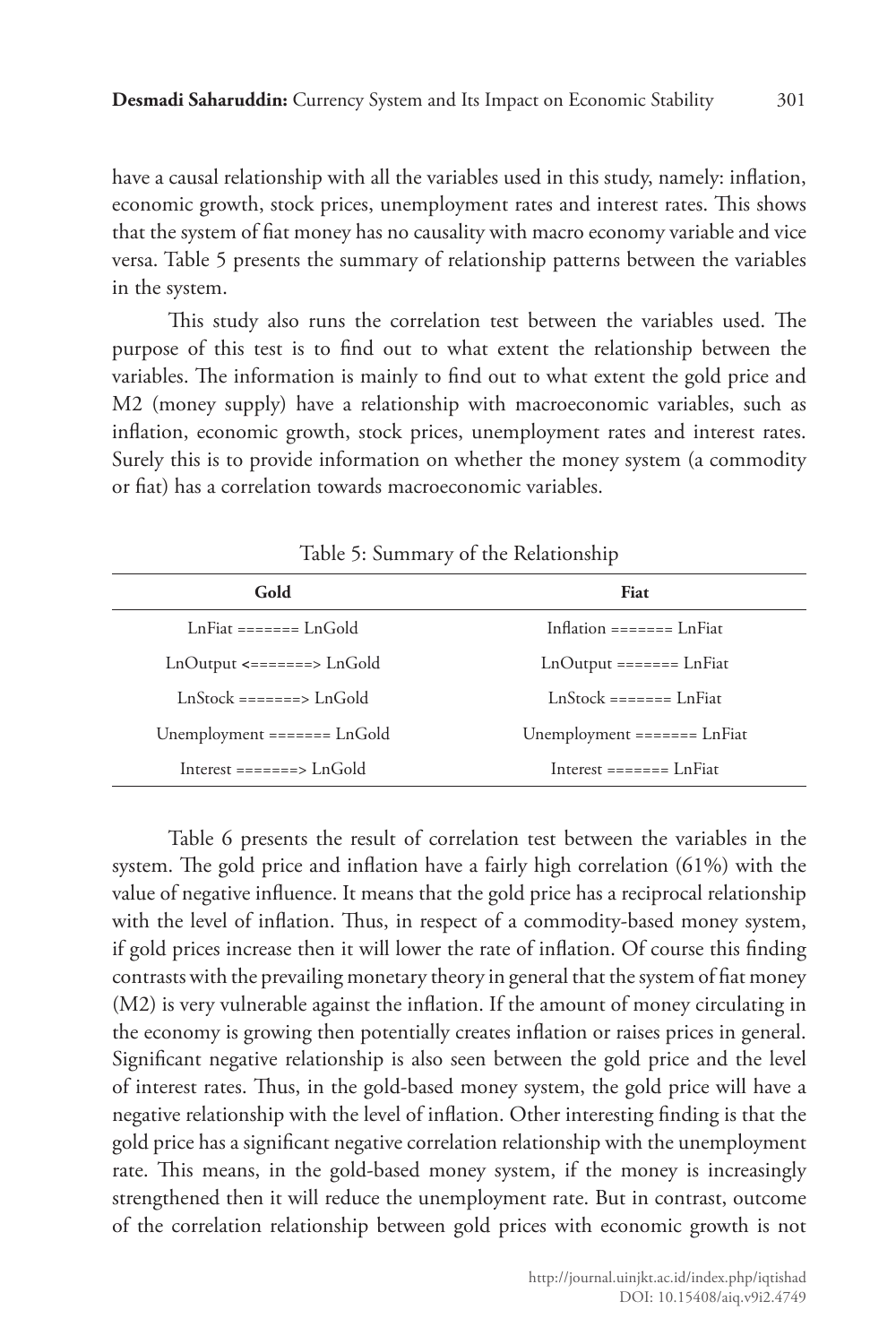have a causal relationship with all the variables used in this study, namely: inflation, economic growth, stock prices, unemployment rates and interest rates. This shows that the system of fiat money has no causality with macro economy variable and vice versa. Table 5 presents the summary of relationship patterns between the variables in the system.

This study also runs the correlation test between the variables used. The purpose of this test is to find out to what extent the relationship between the variables. The information is mainly to find out to what extent the gold price and M2 (money supply) have a relationship with macroeconomic variables, such as inflation, economic growth, stock prices, unemployment rates and interest rates. Surely this is to provide information on whether the money system (a commodity or fiat) has a correlation towards macroeconomic variables.

Table 5: Summary of the Relationship

| Gold | Fiat |
|---|---|
| LnFiat ======= LnGold | Inflation ======= LnFiat |
| LnOutput <=======> LnGold | LnOutput ======= LnFiat |
| LnStock =======> LnGold | LnStock ======= LnFiat |
| Unemployment ======= LnGold | Unemployment ======= LnFiat |
| Interest =======> LnGold | Interest ======= LnFiat |

Table 6 presents the result of correlation test between the variables in the system. The gold price and inflation have a fairly high correlation (61%) with the value of negative influence. It means that the gold price has a reciprocal relationship with the level of inflation. Thus, in respect of a commodity-based money system, if gold prices increase then it will lower the rate of inflation. Of course this finding contrasts with the prevailing monetary theory in general that the system of fiat money (M2) is very vulnerable against the inflation. If the amount of money circulating in the economy is growing then potentially creates inflation or raises prices in general. Significant negative relationship is also seen between the gold price and the level of interest rates. Thus, in the gold-based money system, the gold price will have a negative relationship with the level of inflation. Other interesting finding is that the gold price has a significant negative correlation relationship with the unemployment rate. This means, in the gold-based money system, if the money is increasingly strengthened then it will reduce the unemployment rate. But in contrast, outcome of the correlation relationship between gold prices with economic growth is not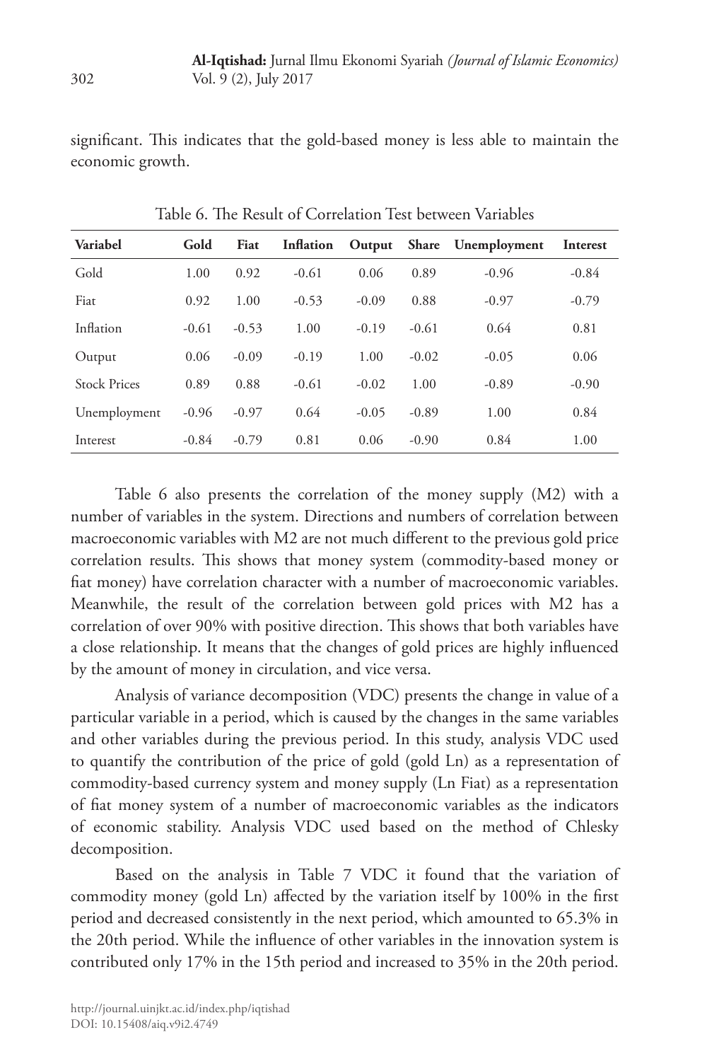significant. This indicates that the gold-based money is less able to maintain the economic growth.

Table 6. The Result of Correlation Test between Variables

| Variabel | Gold | Fiat | Inflation | Output | Share | Unemployment | Interest |
|---|---|---|---|---|---|---|---|
| Gold | 1.00 | 0.92 | -0.61 | 0.06 | 0.89 | -0.96 | -0.84 |
| Fiat | 0.92 | 1.00 | -0.53 | -0.09 | 0.88 | -0.97 | -0.79 |
| Inflation | -0.61 | -0.53 | 1.00 | -0.19 | -0.61 | 0.64 | 0.81 |
| Output | 0.06 | -0.09 | -0.19 | 1.00 | -0.02 | -0.05 | 0.06 |
| Stock Prices | 0.89 | 0.88 | -0.61 | -0.02 | 1.00 | -0.89 | -0.90 |
| Unemployment | -0.96 | -0.97 | 0.64 | -0.05 | -0.89 | 1.00 | 0.84 |
| Interest | -0.84 | -0.79 | 0.81 | 0.06 | -0.90 | 0.84 | 1.00 |

Table 6 also presents the correlation of the money supply (M2) with a number of variables in the system. Directions and numbers of correlation between macroeconomic variables with M2 are not much different to the previous gold price correlation results. This shows that money system (commodity-based money or fiat money) have correlation character with a number of macroeconomic variables. Meanwhile, the result of the correlation between gold prices with M2 has a correlation of over 90% with positive direction. This shows that both variables have a close relationship. It means that the changes of gold prices are highly influenced by the amount of money in circulation, and vice versa.

Analysis of variance decomposition (VDC) presents the change in value of a particular variable in a period, which is caused by the changes in the same variables and other variables during the previous period. In this study, analysis VDC used to quantify the contribution of the price of gold (gold Ln) as a representation of commodity-based currency system and money supply (Ln Fiat) as a representation of fiat money system of a number of macroeconomic variables as the indicators of economic stability. Analysis VDC used based on the method of Chlesky decomposition.

Based on the analysis in Table 7 VDC it found that the variation of commodity money (gold Ln) affected by the variation itself by 100% in the first period and decreased consistently in the next period, which amounted to 65.3% in the 20th period. While the influence of other variables in the innovation system is contributed only 17% in the 15th period and increased to 35% in the 20th period.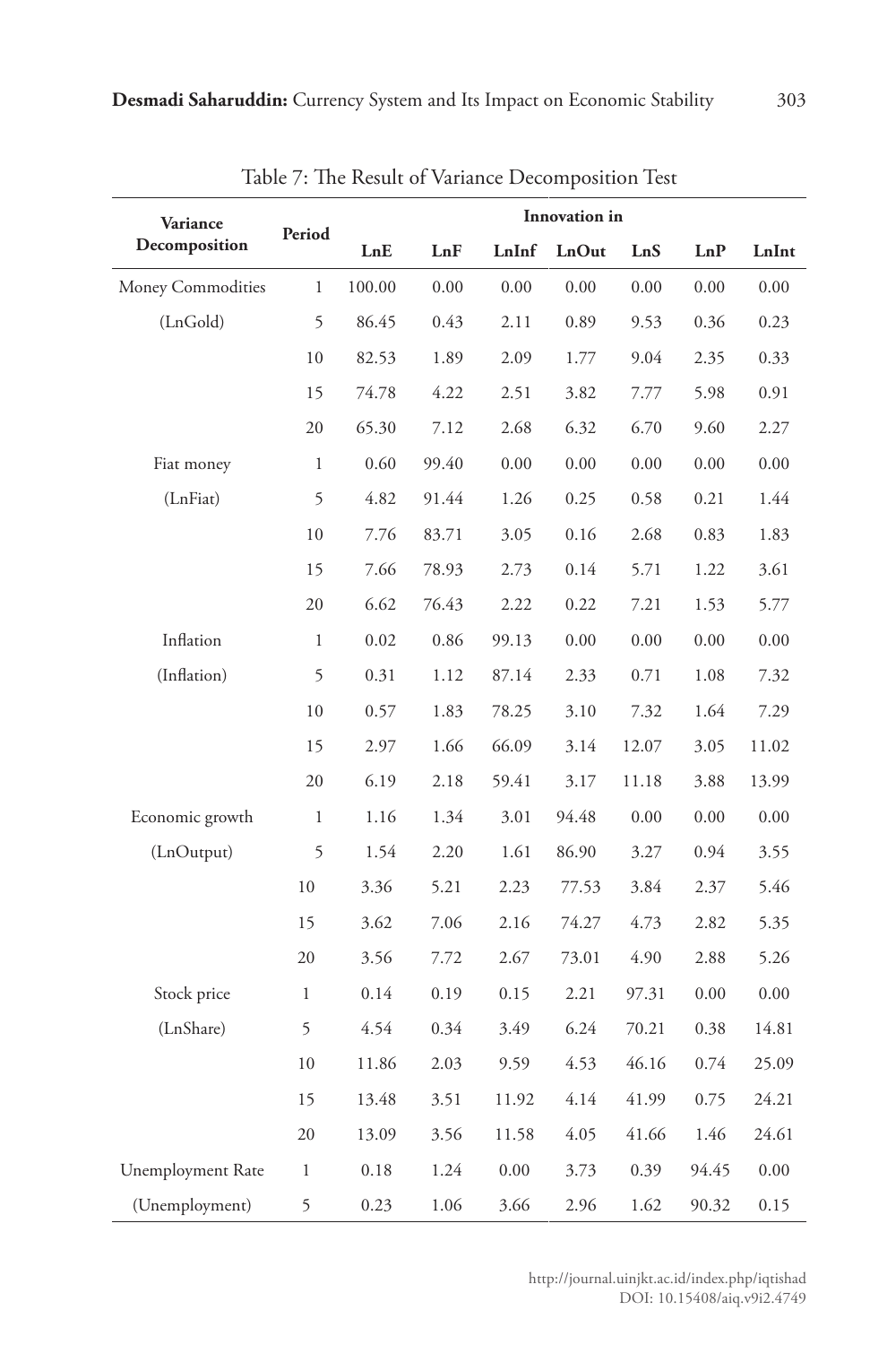Table 7: The Result of Variance Decomposition Test

| Variance Decomposition | Period | Innovation in | | | | | | |
|---|---|---|---|---|---|---|---|---|
| | | LnE | LnF | LnInf | LnOut | LnS | LnP | LnInt |
| Money Commodities | 1 | 100.00 | 0.00 | 0.00 | 0.00 | 0.00 | 0.00 | 0.00 |
| (LnGold) | 5 | 86.45 | 0.43 | 2.11 | 0.89 | 9.53 | 0.36 | 0.23 |
| | 10 | 82.53 | 1.89 | 2.09 | 1.77 | 9.04 | 2.35 | 0.33 |
| | 15 | 74.78 | 4.22 | 2.51 | 3.82 | 7.77 | 5.98 | 0.91 |
| | 20 | 65.30 | 7.12 | 2.68 | 6.32 | 6.70 | 9.60 | 2.27 |
| Fiat money | 1 | 0.60 | 99.40 | 0.00 | 0.00 | 0.00 | 0.00 | 0.00 |
| (LnFiat) | 5 | 4.82 | 91.44 | 1.26 | 0.25 | 0.58 | 0.21 | 1.44 |
| | 10 | 7.76 | 83.71 | 3.05 | 0.16 | 2.68 | 0.83 | 1.83 |
| | 15 | 7.66 | 78.93 | 2.73 | 0.14 | 5.71 | 1.22 | 3.61 |
| | 20 | 6.62 | 76.43 | 2.22 | 0.22 | 7.21 | 1.53 | 5.77 |
| Inflation | 1 | 0.02 | 0.86 | 99.13 | 0.00 | 0.00 | 0.00 | 0.00 |
| (Inflation) | 5 | 0.31 | 1.12 | 87.14 | 2.33 | 0.71 | 1.08 | 7.32 |
| | 10 | 0.57 | 1.83 | 78.25 | 3.10 | 7.32 | 1.64 | 7.29 |
| | 15 | 2.97 | 1.66 | 66.09 | 3.14 | 12.07 | 3.05 | 11.02 |
| | 20 | 6.19 | 2.18 | 59.41 | 3.17 | 11.18 | 3.88 | 13.99 |
| Economic growth | 1 | 1.16 | 1.34 | 3.01 | 94.48 | 0.00 | 0.00 | 0.00 |
| (LnOutput) | 5 | 1.54 | 2.20 | 1.61 | 86.90 | 3.27 | 0.94 | 3.55 |
| | 10 | 3.36 | 5.21 | 2.23 | 77.53 | 3.84 | 2.37 | 5.46 |
| | 15 | 3.62 | 7.06 | 2.16 | 74.27 | 4.73 | 2.82 | 5.35 |
| | 20 | 3.56 | 7.72 | 2.67 | 73.01 | 4.90 | 2.88 | 5.26 |
| Stock price | 1 | 0.14 | 0.19 | 0.15 | 2.21 | 97.31 | 0.00 | 0.00 |
| (LnShare) | 5 | 4.54 | 0.34 | 3.49 | 6.24 | 70.21 | 0.38 | 14.81 |
| | 10 | 11.86 | 2.03 | 9.59 | 4.53 | 46.16 | 0.74 | 25.09 |
| | 15 | 13.48 | 3.51 | 11.92 | 4.14 | 41.99 | 0.75 | 24.21 |
| | 20 | 13.09 | 3.56 | 11.58 | 4.05 | 41.66 | 1.46 | 24.61 |
| Unemployment Rate | 1 | 0.18 | 1.24 | 0.00 | 3.73 | 0.39 | 94.45 | 0.00 |
| (Unemployment) | 5 | 0.23 | 1.06 | 3.66 | 2.96 | 1.62 | 90.32 | 0.15 |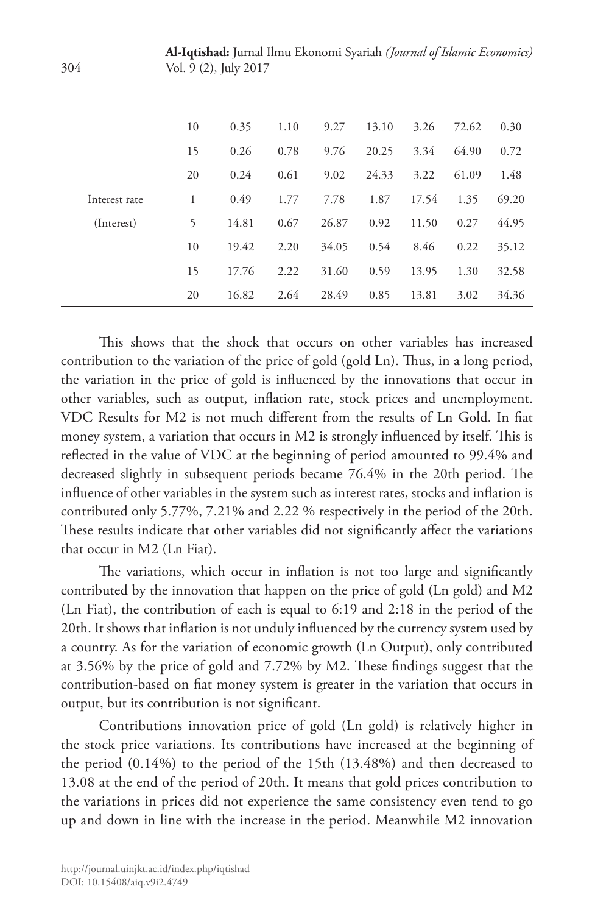| | | | | | | | | |
|---|---|---|---|---|---|---|---|---|
| | 10 | 0.35 | 1.10 | 9.27 | 13.10 | 3.26 | 72.62 | 0.30 |
| | 15 | 0.26 | 0.78 | 9.76 | 20.25 | 3.34 | 64.90 | 0.72 |
| | 20 | 0.24 | 0.61 | 9.02 | 24.33 | 3.22 | 61.09 | 1.48 |
| Interest rate | 1 | 0.49 | 1.77 | 7.78 | 1.87 | 17.54 | 1.35 | 69.20 |
| (Interest) | 5 | 14.81 | 0.67 | 26.87 | 0.92 | 11.50 | 0.27 | 44.95 |
| | 10 | 19.42 | 2.20 | 34.05 | 0.54 | 8.46 | 0.22 | 35.12 |
| | 15 | 17.76 | 2.22 | 31.60 | 0.59 | 13.95 | 1.30 | 32.58 |
| | 20 | 16.82 | 2.64 | 28.49 | 0.85 | 13.81 | 3.02 | 34.36 |

This shows that the shock that occurs on other variables has increased contribution to the variation of the price of gold (gold Ln). Thus, in a long period, the variation in the price of gold is influenced by the innovations that occur in other variables, such as output, inflation rate, stock prices and unemployment. VDC Results for M2 is not much different from the results of Ln Gold. In fiat money system, a variation that occurs in M2 is strongly influenced by itself. This is reflected in the value of VDC at the beginning of period amounted to 99.4% and decreased slightly in subsequent periods became 76.4% in the 20th period. The influence of other variables in the system such as interest rates, stocks and inflation is contributed only 5.77%, 7.21% and 2.22 % respectively in the period of the 20th. These results indicate that other variables did not significantly affect the variations that occur in M2 (Ln Fiat).

The variations, which occur in inflation is not too large and significantly contributed by the innovation that happen on the price of gold (Ln gold) and M2 (Ln Fiat), the contribution of each is equal to 6:19 and 2:18 in the period of the 20th. It shows that inflation is not unduly influenced by the currency system used by a country. As for the variation of economic growth (Ln Output), only contributed at 3.56% by the price of gold and 7.72% by M2. These findings suggest that the contribution-based on fiat money system is greater in the variation that occurs in output, but its contribution is not significant.

Contributions innovation price of gold (Ln gold) is relatively higher in the stock price variations. Its contributions have increased at the beginning of the period (0.14%) to the period of the 15th (13.48%) and then decreased to 13.08 at the end of the period of 20th. It means that gold prices contribution to the variations in prices did not experience the same consistency even tend to go up and down in line with the increase in the period. Meanwhile M2 innovation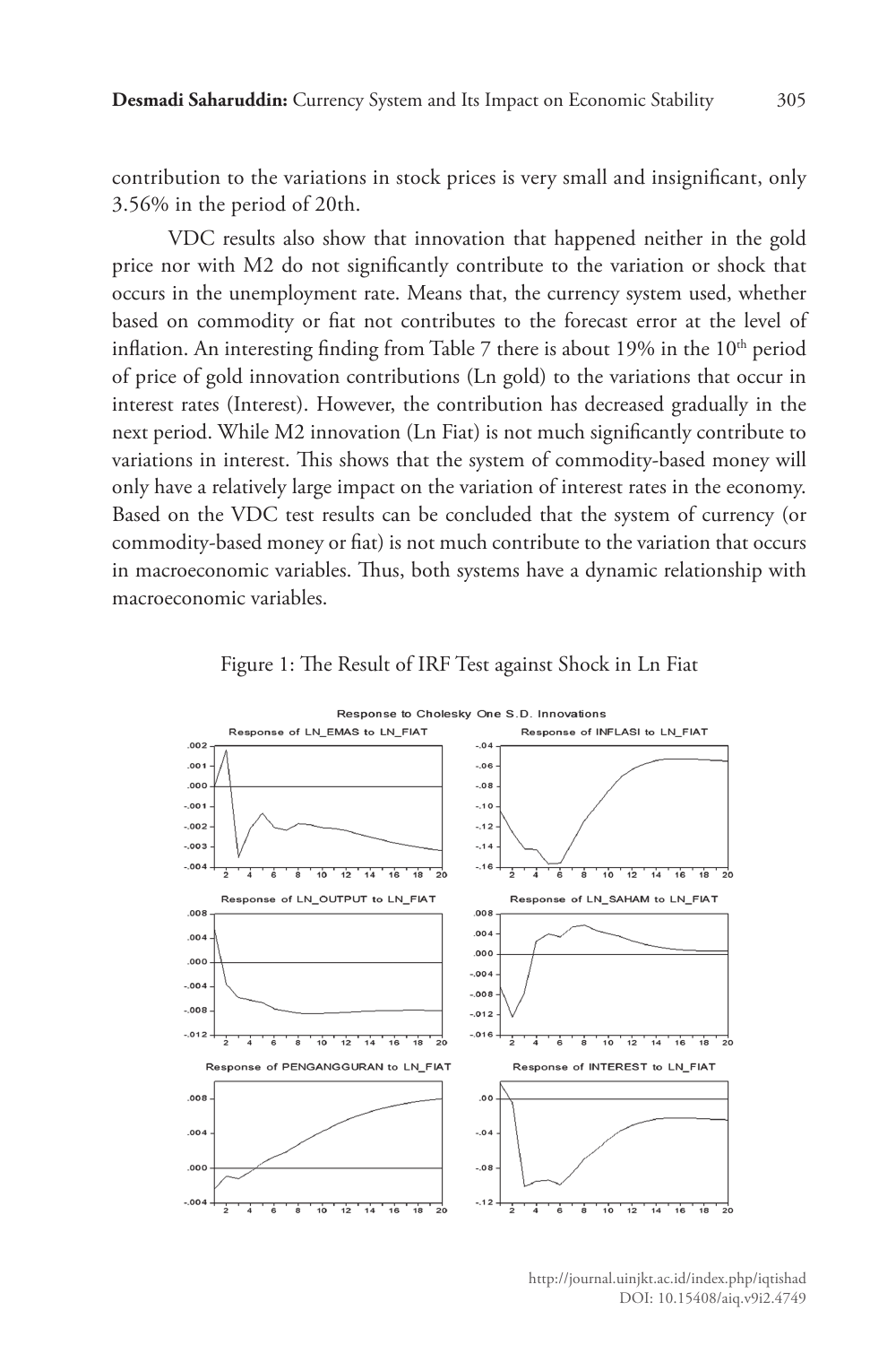contribution to the variations in stock prices is very small and insignificant, only 3.56% in the period of 20th.

VDC results also show that innovation that happened neither in the gold price nor with M2 do not significantly contribute to the variation or shock that occurs in the unemployment rate. Means that, the currency system used, whether based on commodity or fiat not contributes to the forecast error at the level of inflation. An interesting finding from Table 7 there is about 19% in the 10th period of price of gold innovation contributions (Ln gold) to the variations that occur in interest rates (Interest). However, the contribution has decreased gradually in the next period. While M2 innovation (Ln Fiat) is not much significantly contribute to variations in interest. This shows that the system of commodity-based money will only have a relatively large impact on the variation of interest rates in the economy. Based on the VDC test results can be concluded that the system of currency (or commodity-based money or fiat) is not much contribute to the variation that occurs in macroeconomic variables. Thus, both systems have a dynamic relationship with macroeconomic variables.

Figure 1: The Result of IRF Test against Shock in Ln Fiat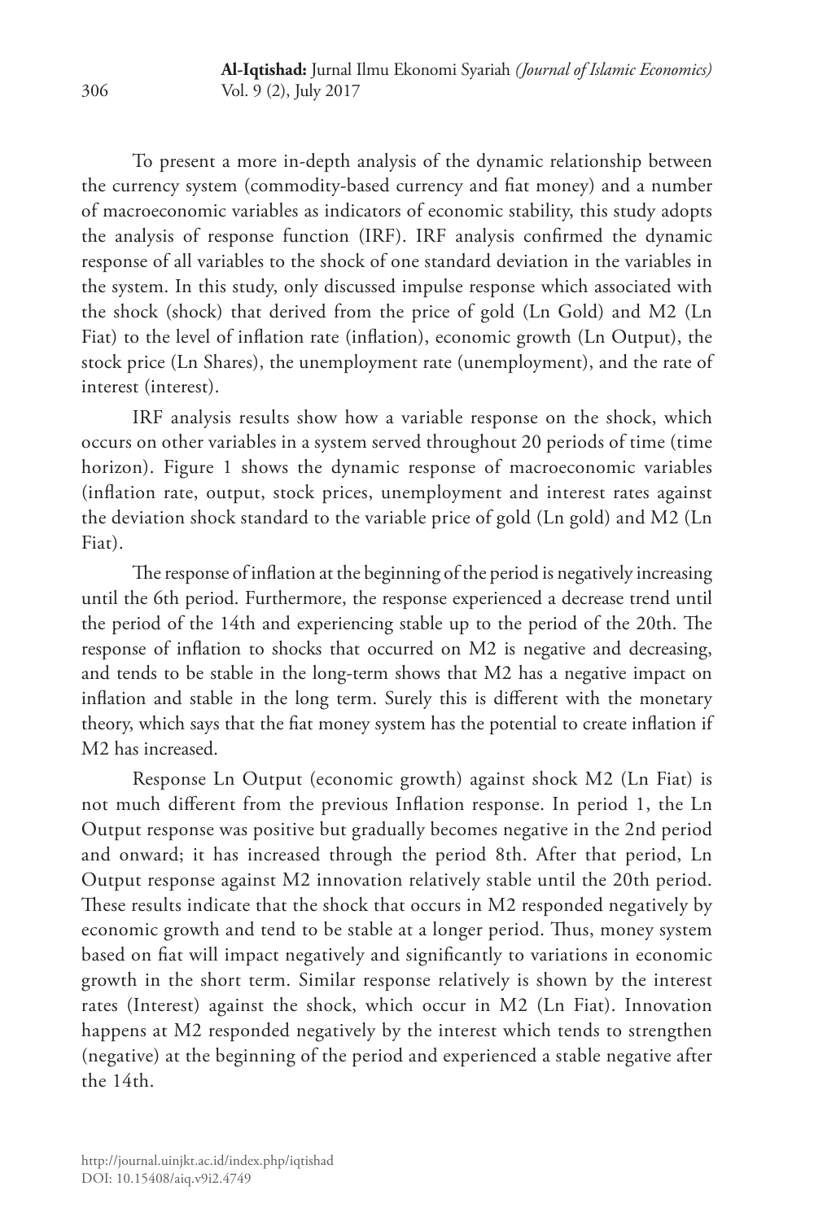To present a more in-depth analysis of the dynamic relationship between the currency system (commodity-based currency and fiat money) and a number of macroeconomic variables as indicators of economic stability, this study adopts the analysis of response function (IRF). IRF analysis confirmed the dynamic response of all variables to the shock of one standard deviation in the variables in the system. In this study, only discussed impulse response which associated with the shock (shock) that derived from the price of gold (Ln Gold) and M2 (Ln Fiat) to the level of inflation rate (inflation), economic growth (Ln Output), the stock price (Ln Shares), the unemployment rate (unemployment), and the rate of interest (interest).

IRF analysis results show how a variable response on the shock, which occurs on other variables in a system served throughout 20 periods of time (time horizon). Figure 1 shows the dynamic response of macroeconomic variables (inflation rate, output, stock prices, unemployment and interest rates against the deviation shock standard to the variable price of gold (Ln gold) and M2 (Ln Fiat).

The response of inflation at the beginning of the period is negatively increasing until the 6th period. Furthermore, the response experienced a decrease trend until the period of the 14th and experiencing stable up to the period of the 20th. The response of inflation to shocks that occurred on M2 is negative and decreasing, and tends to be stable in the long-term shows that M2 has a negative impact on inflation and stable in the long term. Surely this is different with the monetary theory, which says that the fiat money system has the potential to create inflation if M2 has increased.

Response Ln Output (economic growth) against shock M2 (Ln Fiat) is not much different from the previous Inflation response. In period 1, the Ln Output response was positive but gradually becomes negative in the 2nd period and onward; it has increased through the period 8th. After that period, Ln Output response against M2 innovation relatively stable until the 20th period. These results indicate that the shock that occurs in M2 responded negatively by economic growth and tend to be stable at a longer period. Thus, money system based on fiat will impact negatively and significantly to variations in economic growth in the short term. Similar response relatively is shown by the interest rates (Interest) against the shock, which occur in M2 (Ln Fiat). Innovation happens at M2 responded negatively by the interest which tends to strengthen (negative) at the beginning of the period and experienced a stable negative after the 14th.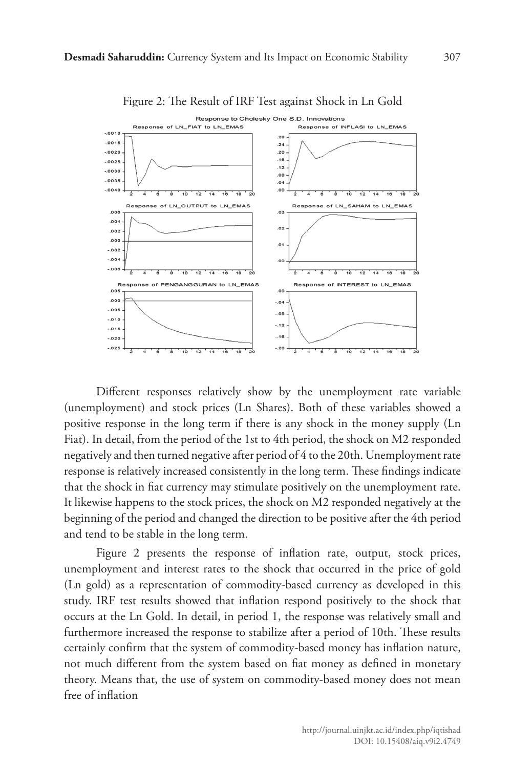Figure 2: The Result of IRF Test against Shock in Ln Gold

Different responses relatively show by the unemployment rate variable (unemployment) and stock prices (Ln Shares). Both of these variables showed a positive response in the long term if there is any shock in the money supply (Ln Fiat). In detail, from the period of the 1st to 4th period, the shock on M2 responded negatively and then turned negative after period of 4 to the 20th. Unemployment rate response is relatively increased consistently in the long term. These findings indicate that the shock in fiat currency may stimulate positively on the unemployment rate. It likewise happens to the stock prices, the shock on M2 responded negatively at the beginning of the period and changed the direction to be positive after the 4th period and tend to be stable in the long term.

Figure 2 presents the response of inflation rate, output, stock prices, unemployment and interest rates to the shock that occurred in the price of gold (Ln gold) as a representation of commodity-based currency as developed in this study. IRF test results showed that inflation respond positively to the shock that occurs at the Ln Gold. In detail, in period 1, the response was relatively small and furthermore increased the response to stabilize after a period of 10th. These results certainly confirm that the system of commodity-based money has inflation nature, not much different from the system based on fiat money as defined in monetary theory. Means that, the use of system on commodity-based money does not mean free of inflation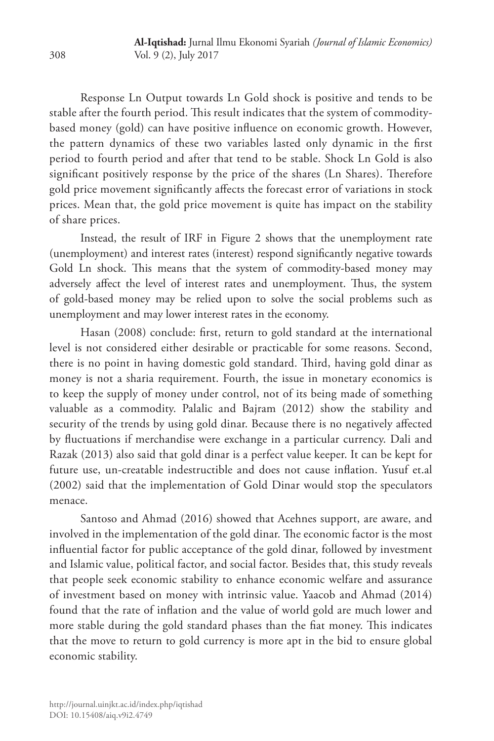Response Ln Output towards Ln Gold shock is positive and tends to be stable after the fourth period. This result indicates that the system of commodity-based money (gold) can have positive influence on economic growth. However, the pattern dynamics of these two variables lasted only dynamic in the first period to fourth period and after that tend to be stable. Shock Ln Gold is also significant positively response by the price of the shares (Ln Shares). Therefore gold price movement significantly affects the forecast error of variations in stock prices. Mean that, the gold price movement is quite has impact on the stability of share prices.

Instead, the result of IRF in Figure 2 shows that the unemployment rate (unemployment) and interest rates (interest) respond significantly negative towards Gold Ln shock. This means that the system of commodity-based money may adversely affect the level of interest rates and unemployment. Thus, the system of gold-based money may be relied upon to solve the social problems such as unemployment and may lower interest rates in the economy.

Hasan (2008) conclude: first, return to gold standard at the international level is not considered either desirable or practicable for some reasons. Second, there is no point in having domestic gold standard. Third, having gold dinar as money is not a sharia requirement. Fourth, the issue in monetary economics is to keep the supply of money under control, not of its being made of something valuable as a commodity. Palalic and Bajram (2012) show the stability and security of the trends by using gold dinar. Because there is no negatively affected by fluctuations if merchandise were exchange in a particular currency. Dali and Razak (2013) also said that gold dinar is a perfect value keeper. It can be kept for future use, un-creatable indestructible and does not cause inflation. Yusuf et.al (2002) said that the implementation of Gold Dinar would stop the speculators menace.

Santoso and Ahmad (2016) showed that Acehnes support, are aware, and involved in the implementation of the gold dinar. The economic factor is the most influential factor for public acceptance of the gold dinar, followed by investment and Islamic value, political factor, and social factor. Besides that, this study reveals that people seek economic stability to enhance economic welfare and assurance of investment based on money with intrinsic value. Yaacob and Ahmad (2014) found that the rate of inflation and the value of world gold are much lower and more stable during the gold standard phases than the fiat money. This indicates that the move to return to gold currency is more apt in the bid to ensure global economic stability.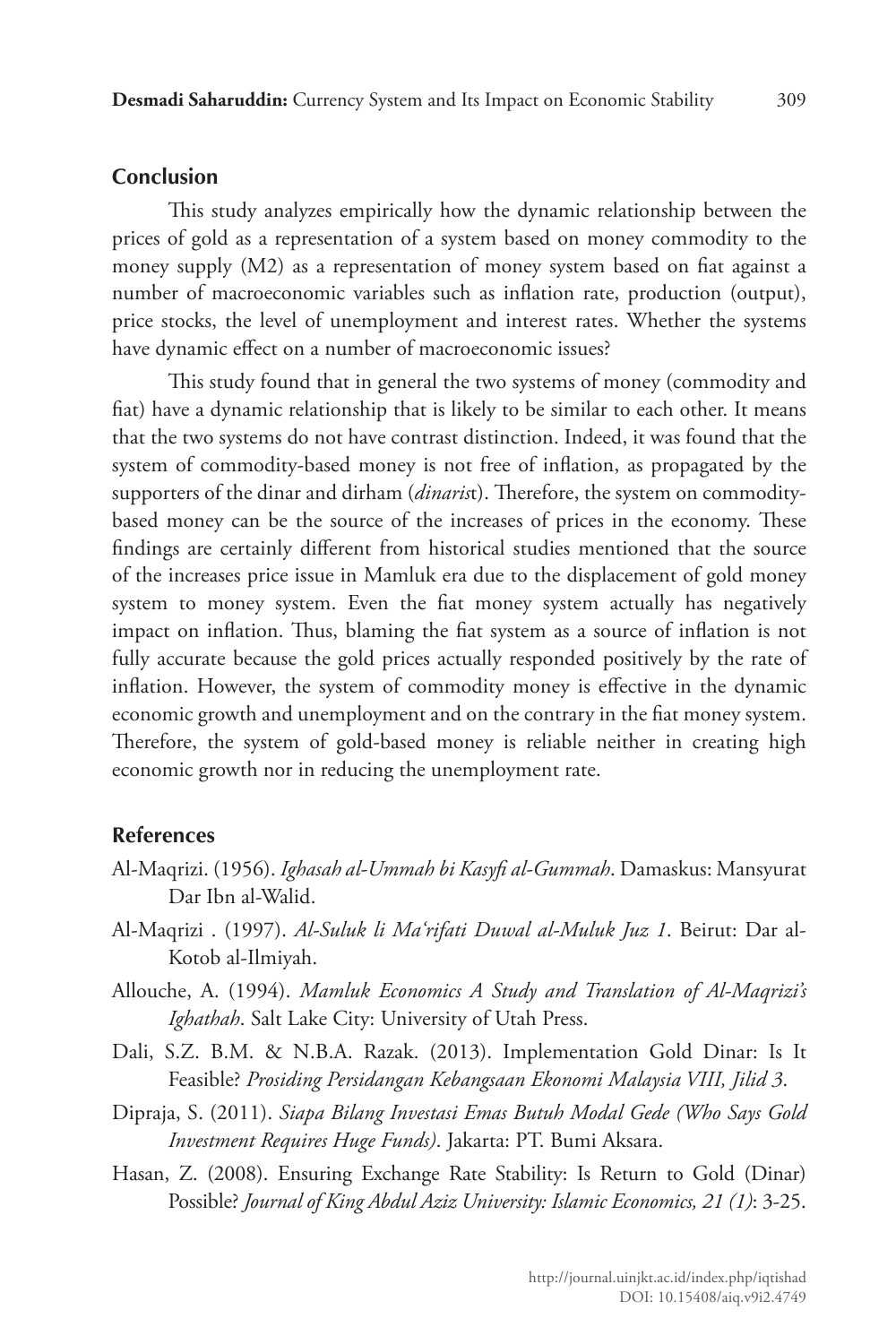## Conclusion

This study analyzes empirically how the dynamic relationship between the prices of gold as a representation of a system based on money commodity to the money supply (M2) as a representation of money system based on fiat against a number of macroeconomic variables such as inflation rate, production (output), price stocks, the level of unemployment and interest rates. Whether the systems have dynamic effect on a number of macroeconomic issues?

This study found that in general the two systems of money (commodity and fiat) have a dynamic relationship that is likely to be similar to each other. It means that the two systems do not have contrast distinction. Indeed, it was found that the system of commodity-based money is not free of inflation, as propagated by the supporters of the dinar and dirham (*dinaris*t). Therefore, the system on commodity-based money can be the source of the increases of prices in the economy. These findings are certainly different from historical studies mentioned that the source of the increases price issue in Mamluk era due to the displacement of gold money system to money system. Even the fiat money system actually has negatively impact on inflation. Thus, blaming the fiat system as a source of inflation is not fully accurate because the gold prices actually responded positively by the rate of inflation. However, the system of commodity money is effective in the dynamic economic growth and unemployment and on the contrary in the fiat money system. Therefore, the system of gold-based money is reliable neither in creating high economic growth nor in reducing the unemployment rate.

## References

Al-Maqrizi. (1956). *Ighasah al-Ummah bi Kasyfi al-Gummah*. Damaskus: Mansyurat Dar Ibn al-Walid.

Al-Maqrizi . (1997). *Al-Suluk li Ma'rifati Duwal al-Muluk Juz 1*. Beirut: Dar al-Kotob al-Ilmiyah.

Allouche, A. (1994). *Mamluk Economics A Study and Translation of Al-Maqrizi's Ighathah*. Salt Lake City: University of Utah Press.

Dali, S.Z. B.M. & N.B.A. Razak. (2013). Implementation Gold Dinar: Is It Feasible? *Prosiding Persidangan Kebangsaan Ekonomi Malaysia VIII, Jilid 3.*

Dipraja, S. (2011). *Siapa Bilang Investasi Emas Butuh Modal Gede (Who Says Gold Investment Requires Huge Funds)*. Jakarta: PT. Bumi Aksara.

Hasan, Z. (2008). Ensuring Exchange Rate Stability: Is Return to Gold (Dinar) Possible? *Journal of King Abdul Aziz University: Islamic Economics, 21 (1)*: 3-25.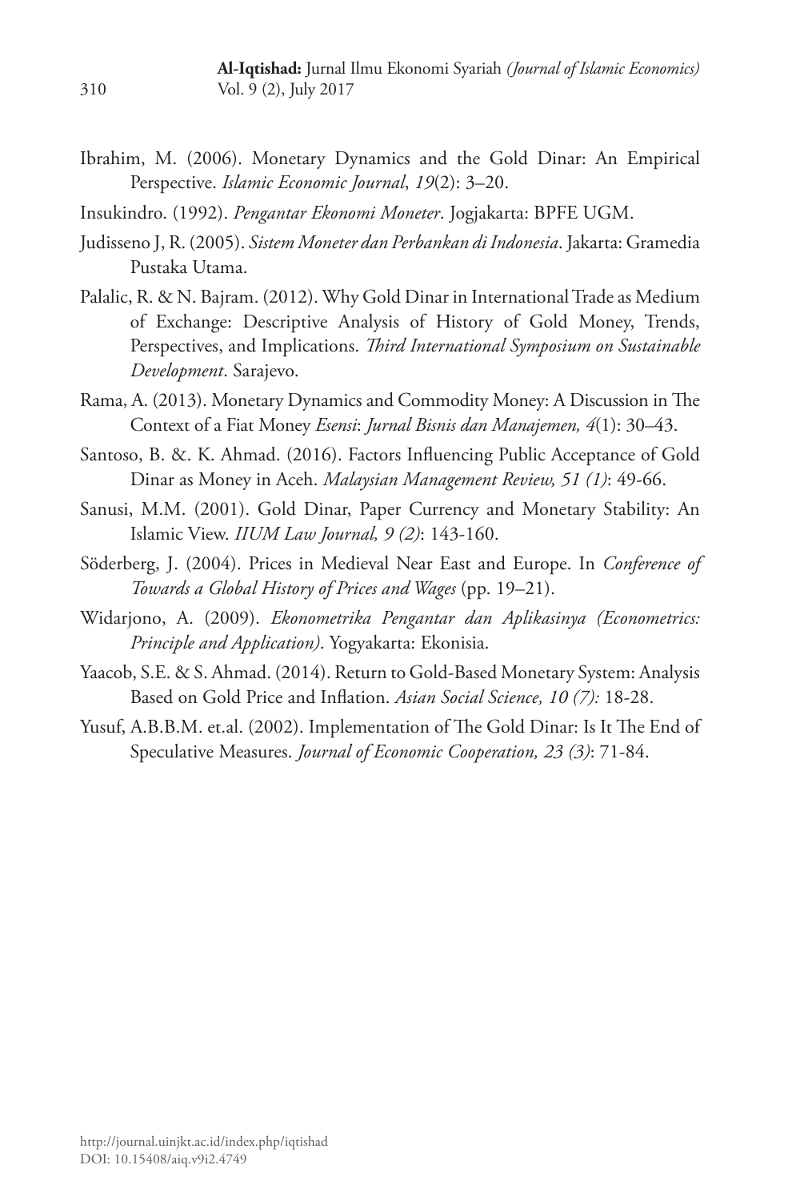Ibrahim, M. (2006). Monetary Dynamics and the Gold Dinar: An Empirical Perspective. *Islamic Economic Journal*, *19*(2): 3–20.

Insukindro. (1992). *Pengantar Ekonomi Moneter*. Jogjakarta: BPFE UGM.

Judisseno J, R. (2005). *Sistem Moneter dan Perbankan di Indonesia*. Jakarta: Gramedia Pustaka Utama.

Palalic, R. & N. Bajram. (2012). Why Gold Dinar in International Trade as Medium of Exchange: Descriptive Analysis of History of Gold Money, Trends, Perspectives, and Implications. *Third International Symposium on Sustainable Development*. Sarajevo.

Rama, A. (2013). Monetary Dynamics and Commodity Money: A Discussion in The Context of a Fiat Money *Esensi*: *Jurnal Bisnis dan Manajemen, 4*(1): 30–43.

Santoso, B. &. K. Ahmad. (2016). Factors Influencing Public Acceptance of Gold Dinar as Money in Aceh. *Malaysian Management Review, 51 (1)*: 49-66.

Sanusi, M.M. (2001). Gold Dinar, Paper Currency and Monetary Stability: An Islamic View. *IIUM Law Journal, 9 (2)*: 143-160.

Söderberg, J. (2004). Prices in Medieval Near East and Europe. In *Conference of Towards a Global History of Prices and Wages* (pp. 19–21).

Widarjono, A. (2009). *Ekonometrika Pengantar dan Aplikasinya (Econometrics: Principle and Application)*. Yogyakarta: Ekonisia.

Yaacob, S.E. & S. Ahmad. (2014). Return to Gold-Based Monetary System: Analysis Based on Gold Price and Inflation. *Asian Social Science, 10 (7):* 18-28.

Yusuf, A.B.B.M. et.al. (2002). Implementation of The Gold Dinar: Is It The End of Speculative Measures. *Journal of Economic Cooperation, 23 (3)*: 71-84.